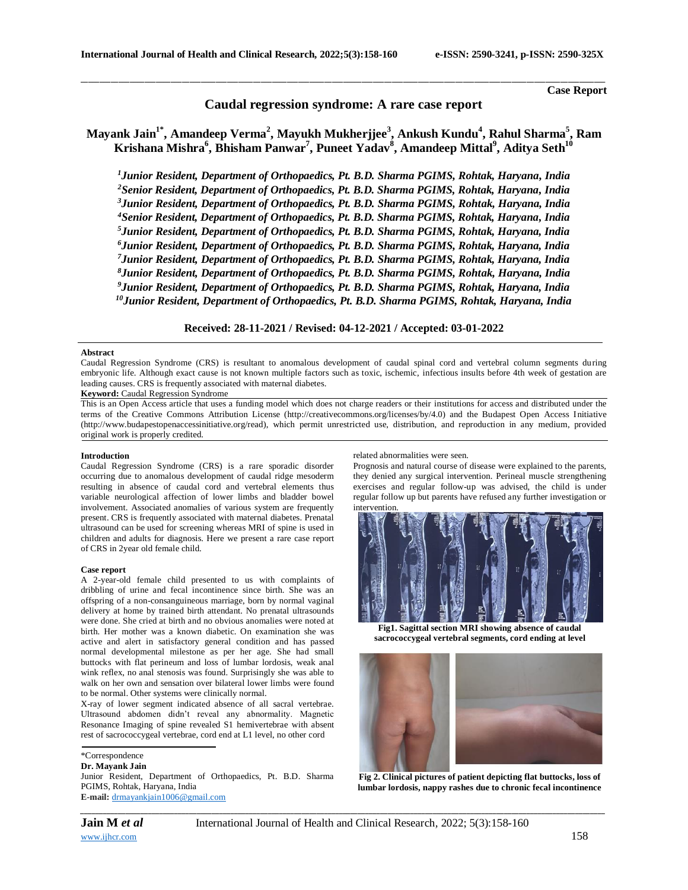Case Report

# Caudal regression syndrome: A rare case report

**Mayank Jain[1*], Amandeep Verma[2], Mayukh Mukherjjee[3], Ankush Kundu[4], Rahul Sharma[5], Ram Krishana Mishra[6], Bhisham Panwar[7], Puneet Yadav[8], Amandeep Mittal[9], Aditya Seth[10]**

*[1]Junior Resident, Department of Orthopaedics, Pt. B.D. Sharma PGIMS, Rohtak, Haryana, India*
*[2]Senior Resident, Department of Orthopaedics, Pt. B.D. Sharma PGIMS, Rohtak, Haryana, India*
*[3]Junior Resident, Department of Orthopaedics, Pt. B.D. Sharma PGIMS, Rohtak, Haryana, India*
*[4]Senior Resident, Department of Orthopaedics, Pt. B.D. Sharma PGIMS, Rohtak, Haryana, India*
*[5]Junior Resident, Department of Orthopaedics, Pt. B.D. Sharma PGIMS, Rohtak, Haryana, India*
*[6]Junior Resident, Department of Orthopaedics, Pt. B.D. Sharma PGIMS, Rohtak, Haryana, India*
*[7]Junior Resident, Department of Orthopaedics, Pt. B.D. Sharma PGIMS, Rohtak, Haryana, India*
*[8]Junior Resident, Department of Orthopaedics, Pt. B.D. Sharma PGIMS, Rohtak, Haryana, India*
*[9]Junior Resident, Department of Orthopaedics, Pt. B.D. Sharma PGIMS, Rohtak, Haryana, India*
*[10]Junior Resident, Department of Orthopaedics, Pt. B.D. Sharma PGIMS, Rohtak, Haryana, India*

**Received: 28-11-2021 / Revised: 04-12-2021 / Accepted: 03-01-2022**

**Abstract**

Caudal Regression Syndrome (CRS) is resultant to anomalous development of caudal spinal cord and vertebral column segments during embryonic life. Although exact cause is not known multiple factors such as toxic, ischemic, infectious insults before 4th week of gestation are leading causes. CRS is frequently associated with maternal diabetes.

**Keyword:** Caudal Regression Syndrome

This is an Open Access article that uses a funding model which does not charge readers or their institutions for access and distributed under the terms of the Creative Commons Attribution License (http://creativecommons.org/licenses/by/4.0) and the Budapest Open Access Initiative (http://www.budapestopenaccessinitiative.org/read), which permit unrestricted use, distribution, and reproduction in any medium, provided original work is properly credited.

## Introduction

Caudal Regression Syndrome (CRS) is a rare sporadic disorder occurring due to anomalous development of caudal ridge mesoderm resulting in absence of caudal cord and vertebral elements thus variable neurological affection of lower limbs and bladder bowel involvement. Associated anomalies of various system are frequently present. CRS is frequently associated with maternal diabetes. Prenatal ultrasound can be used for screening whereas MRI of spine is used in children and adults for diagnosis. Here we present a rare case report of CRS in 2year old female child.

## Case report

A 2-year-old female child presented to us with complaints of dribbling of urine and fecal incontinence since birth. She was an offspring of a non-consanguineous marriage, born by normal vaginal delivery at home by trained birth attendant. No prenatal ultrasounds were done. She cried at birth and no obvious anomalies were noted at birth. Her mother was a known diabetic. On examination she was active and alert in satisfactory general condition and has passed normal developmental milestone as per her age. She had small buttocks with flat perineum and loss of lumbar lordosis, weak anal wink reflex, no anal stenosis was found. Surprisingly she was able to walk on her own and sensation over bilateral lower limbs were found to be normal. Other systems were clinically normal.

X-ray of lower segment indicated absence of all sacral vertebrae. Ultrasound abdomen didn't reveal any abnormality. Magnetic Resonance Imaging of spine revealed S1 hemivertebrae with absent rest of sacrococcygeal vertebrae, cord end at L1 level, no other cord related abnormalities were seen.

Prognosis and natural course of disease were explained to the parents, they denied any surgical intervention. Perineal muscle strengthening exercises and regular follow-up was advised, the child is under regular follow up but parents have refused any further investigation or intervention.

**Fig1. Sagittal section MRI showing absence of caudal sacrococcygeal vertebral segments, cord ending at level**

**Fig 2. Clinical pictures of patient depicting flat buttocks, loss of lumbar lordosis, nappy rashes due to chronic fecal incontinence**

\*Correspondence
**Dr. Mayank Jain**
Junior Resident, Department of Orthopaedics, Pt. B.D. Sharma PGIMS, Rohtak, Haryana, India
**E-mail:** drmayankjain1006@gmail.com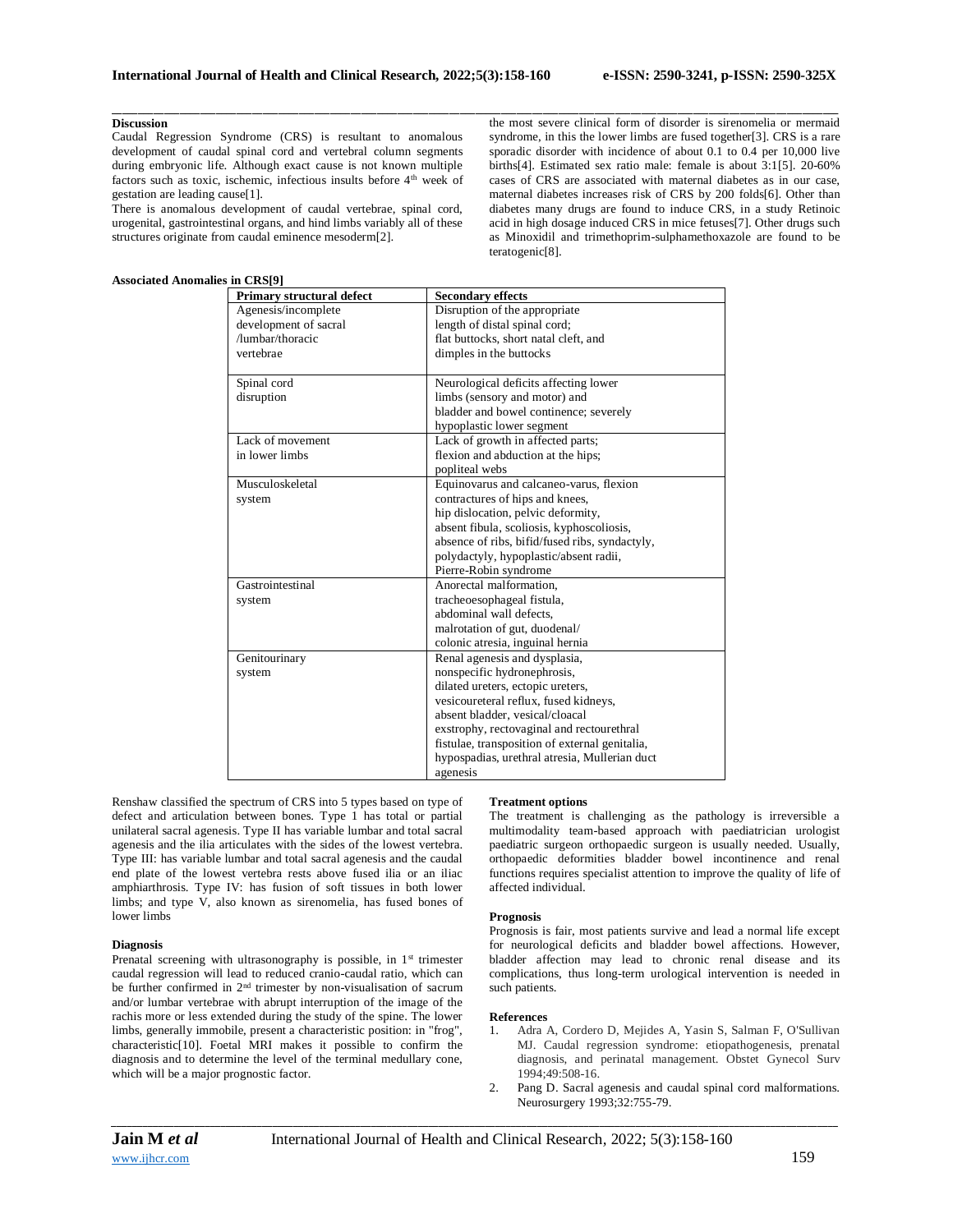### Discussion

Caudal Regression Syndrome (CRS) is resultant to anomalous development of caudal spinal cord and vertebral column segments during embryonic life. Although exact cause is not known multiple factors such as toxic, ischemic, infectious insults before 4th week of gestation are leading cause[1].

There is anomalous development of caudal vertebrae, spinal cord, urogenital, gastrointestinal organs, and hind limbs variably all of these structures originate from caudal eminence mesoderm[2]. the most severe clinical form of disorder is sirenomelia or mermaid syndrome, in this the lower limbs are fused together[3]. CRS is a rare sporadic disorder with incidence of about 0.1 to 0.4 per 10,000 live births[4]. Estimated sex ratio male: female is about 3:1[5]. 20-60% cases of CRS are associated with maternal diabetes as in our case, maternal diabetes increases risk of CRS by 200 folds[6]. Other than diabetes many drugs are found to induce CRS, in a study Retinoic acid in high dosage induced CRS in mice fetuses[7]. Other drugs such as Minoxidil and trimethoprim-sulphamethoxazole are found to be teratogenic[8].

**Associated Anomalies in CRS[9]**

| Primary structural defect | Secondary effects |
|---|---|
| Agenesis/incomplete development of sacral /lumbar/thoracic vertebrae | Disruption of the appropriate length of distal spinal cord; flat buttocks, short natal cleft, and dimples in the buttocks |
| Spinal cord disruption | Neurological deficits affecting lower limbs (sensory and motor) and bladder and bowel continence; severely hypoplastic lower segment |
| Lack of movement in lower limbs | Lack of growth in affected parts; flexion and abduction at the hips; popliteal webs |
| Musculoskeletal system | Equinovarus and calcaneo-varus, flexion contractures of hips and knees, hip dislocation, pelvic deformity, absent fibula, scoliosis, kyphoscoliosis, absence of ribs, bifid/fused ribs, syndactyly, polydactyly, hypoplastic/absent radii, Pierre-Robin syndrome |
| Gastrointestinal system | Anorectal malformation, tracheoesophageal fistula, abdominal wall defects, malrotation of gut, duodenal/ colonic atresia, inguinal hernia |
| Genitourinary system | Renal agenesis and dysplasia, nonspecific hydronephrosis, dilated ureters, ectopic ureters, vesicoureteral reflux, fused kidneys, absent bladder, vesical/cloacal exstrophy, rectovaginal and rectourethral fistulae, transposition of external genitalia, hypospadias, urethral atresia, Mullerian duct agenesis |

Renshaw classified the spectrum of CRS into 5 types based on type of defect and articulation between bones. Type 1 has total or partial unilateral sacral agenesis. Type II has variable lumbar and total sacral agenesis and the ilia articulates with the sides of the lowest vertebra. Type III: has variable lumbar and total sacral agenesis and the caudal end plate of the lowest vertebra rests above fused ilia or an iliac amphiarthrosis. Type IV: has fusion of soft tissues in both lower limbs; and type V, also known as sirenomelia, has fused bones of lower limbs

### Diagnosis

Prenatal screening with ultrasonography is possible, in 1st trimester caudal regression will lead to reduced cranio-caudal ratio, which can be further confirmed in 2nd trimester by non-visualisation of sacrum and/or lumbar vertebrae with abrupt interruption of the image of the rachis more or less extended during the study of the spine. The lower limbs, generally immobile, present a characteristic position: in "frog", characteristic[10]. Foetal MRI makes it possible to confirm the diagnosis and to determine the level of the terminal medullary cone, which will be a major prognostic factor.

### Treatment options

The treatment is challenging as the pathology is irreversible a multimodality team-based approach with paediatrician urologist paediatric surgeon orthopaedic surgeon is usually needed. Usually, orthopaedic deformities bladder bowel incontinence and renal functions requires specialist attention to improve the quality of life of affected individual.

### Prognosis

Prognosis is fair, most patients survive and lead a normal life except for neurological deficits and bladder bowel affections. However, bladder affection may lead to chronic renal disease and its complications, thus long-term urological intervention is needed in such patients.

### References

1. Adra A, Cordero D, Mejides A, Yasin S, Salman F, O'Sullivan MJ. Caudal regression syndrome: etiopathogenesis, prenatal diagnosis, and perinatal management. Obstet Gynecol Surv 1994;49:508-16.
2. Pang D. Sacral agenesis and caudal spinal cord malformations. Neurosurgery 1993;32:755-79.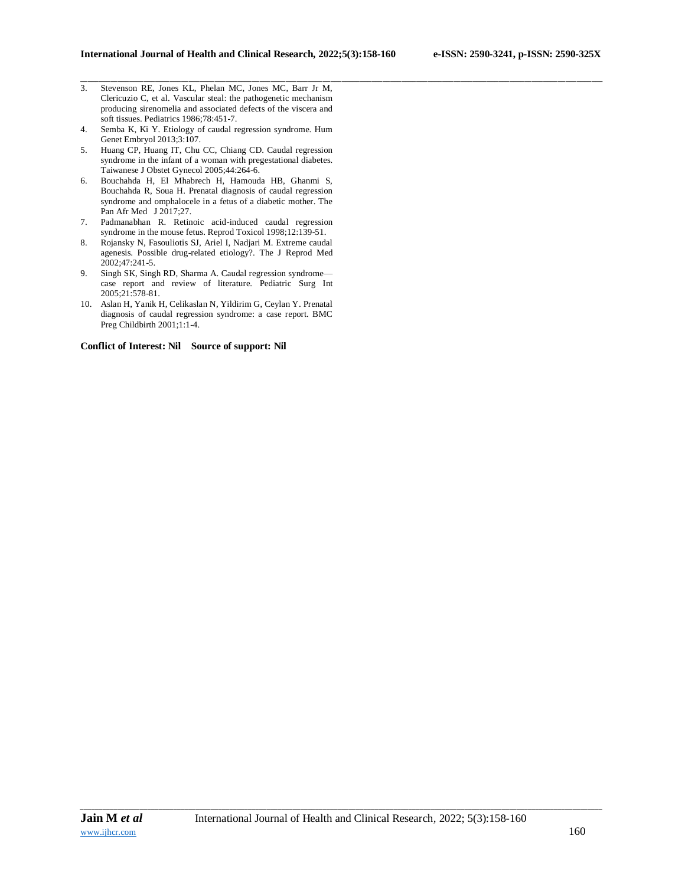3. Stevenson RE, Jones KL, Phelan MC, Jones MC, Barr Jr M, Clericuzio C, et al. Vascular steal: the pathogenetic mechanism producing sirenomelia and associated defects of the viscera and soft tissues. Pediatrics 1986;78:451-7.
4. Semba K, Ki Y. Etiology of caudal regression syndrome. Hum Genet Embryol 2013;3:107.
5. Huang CP, Huang IT, Chu CC, Chiang CD. Caudal regression syndrome in the infant of a woman with pregestational diabetes. Taiwanese J Obstet Gynecol 2005;44:264-6.
6. Bouchahda H, El Mhabrech H, Hamouda HB, Ghanmi S, Bouchahda R, Soua H. Prenatal diagnosis of caudal regression syndrome and omphalocele in a fetus of a diabetic mother. The Pan Afr Med J 2017;27.
7. Padmanabhan R. Retinoic acid-induced caudal regression syndrome in the mouse fetus. Reprod Toxicol 1998;12:139-51.
8. Rojansky N, Fasouliotis SJ, Ariel I, Nadjari M. Extreme caudal agenesis. Possible drug-related etiology?. The J Reprod Med 2002;47:241-5.
9. Singh SK, Singh RD, Sharma A. Caudal regression syndrome—case report and review of literature. Pediatric Surg Int 2005;21:578-81.
10. Aslan H, Yanik H, Celikaslan N, Yildirim G, Ceylan Y. Prenatal diagnosis of caudal regression syndrome: a case report. BMC Preg Childbirth 2001;1:1-4.

**Conflict of Interest: Nil Source of support: Nil**